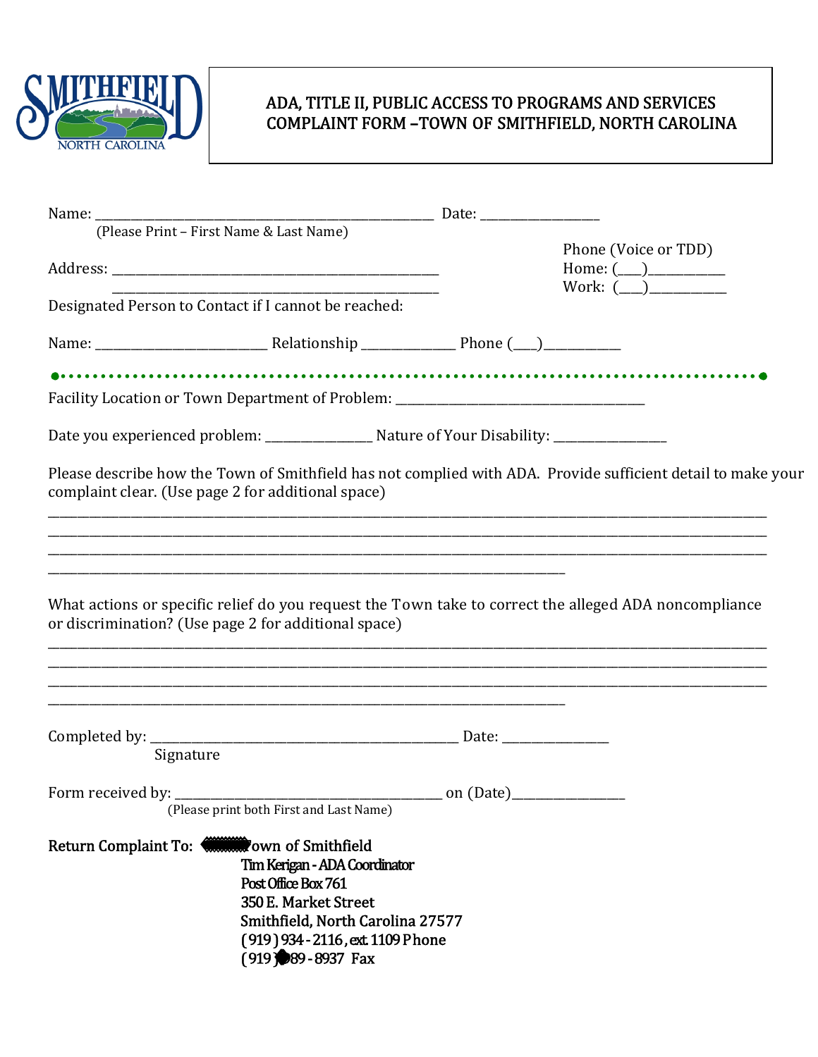# ADA, TITLE II, PUBLIC ACCESS TO PROGRAMS AND SERVICES COMPLAINT FORM –TOWN OF SMITHFIELD, NORTH CAROLINA

Name: ______________________________________________________ Date: ___________________
(Please Print – First Name & Last Name)

Address: ____________________________________________________

____________________________________________________

Phone (Voice or TDD)
Home: (____)____________
Work: (____)____________

Designated Person to Contact if I cannot be reached:

Name: ___________________________ Relationship _______________ Phone (____)____________

Facility Location or Town Department of Problem: ________________________________________

Date you experienced problem: _________________ Nature of Your Disability: __________________

Please describe how the Town of Smithfield has not complied with ADA. Provide sufficient detail to make your complaint clear. (Use page 2 for additional space)

_____________________________________________________________________________________________
_____________________________________________________________________________________________
_____________________________________________________________________________________________
_________________________________________________________________

What actions or specific relief do you request the Town take to correct the alleged ADA noncompliance or discrimination? (Use page 2 for additional space)

_____________________________________________________________________________________________
_____________________________________________________________________________________________
_____________________________________________________________________________________________
_________________________________________________________________

Completed by: _________________________________________________ Date: _________________
Signature

Form received by: __________________________________________ on (Date)__________________
(Please print both First and Last Name)

**Return Complaint To:** **Town of Smithfield**
**Tim Kerigan - ADA Coordinator**
**Post Office Box 761**
**350 E. Market Street**
**Smithfield, North Carolina 27577**
**(919) 934-2116, ext. 1109 Phone**
**(919) 989-8937 Fax**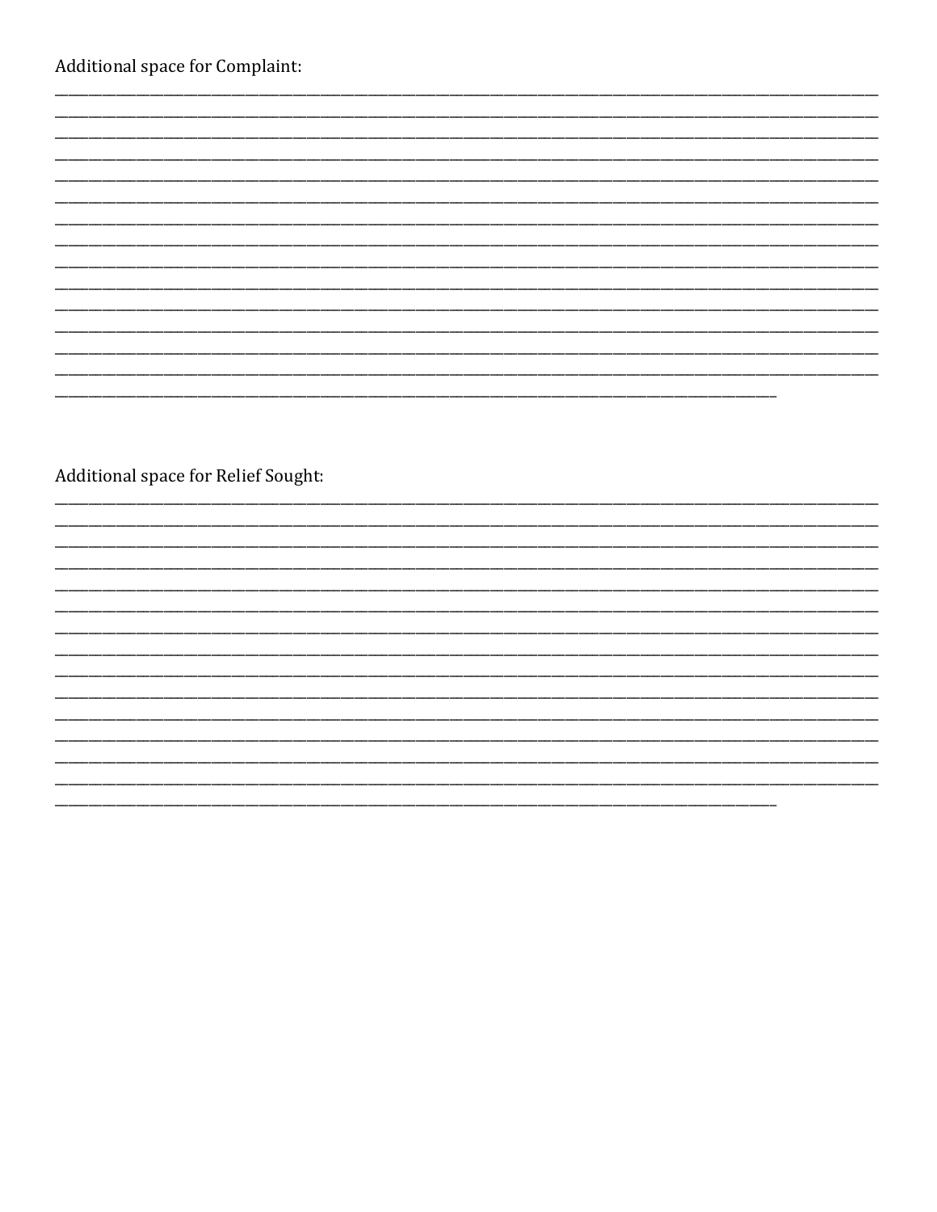Additional space for Complaint:

Additional space for Relief Sought: